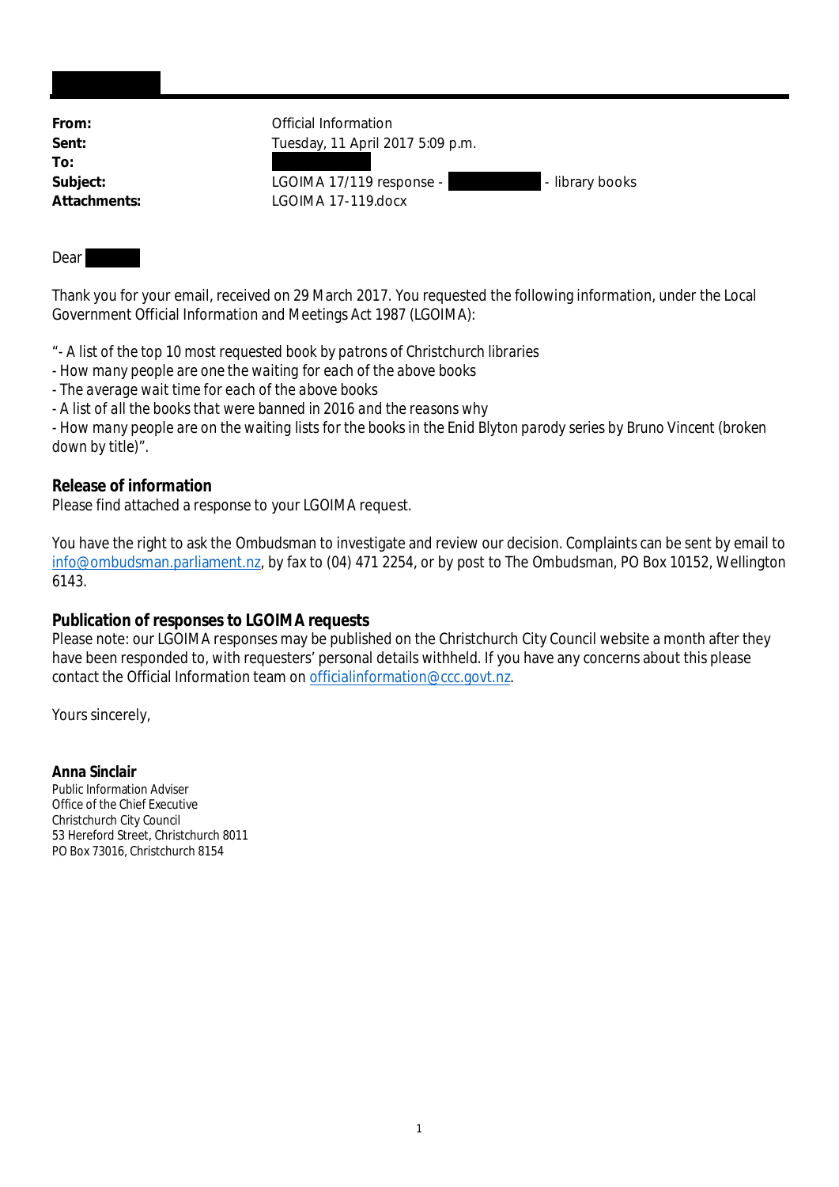| | |
|---|---|
| **From:** | Official Information |
| **Sent:** | Tuesday, 11 April 2017 5:09 p.m. |
| **To:** | |
| **Subject:** | LGOIMA 17/119 response - - library books |
| **Attachments:** | LGOIMA 17-119.docx |

Dear

Thank you for your email, received on 29 March 2017. You requested the following information, under the Local Government Official Information and Meetings Act 1987 (LGOIMA):

*"- A list of the top 10 most requested book by patrons of Christchurch libraries*
*- How many people are one the waiting for each of the above books*
*- The average wait time for each of the above books*
*- A list of all the books that were banned in 2016 and the reasons why*
*- How many people are on the waiting lists for the books in the Enid Blyton parody series by Bruno Vincent (broken down by title)".*

**Release of information**
Please find attached a response to your LGOIMA request.

You have the right to ask the Ombudsman to investigate and review our decision. Complaints can be sent by email to info@ombudsman.parliament.nz, by fax to (04) 471 2254, or by post to The Ombudsman, PO Box 10152, Wellington 6143.

**Publication of responses to LGOIMA requests**
Please note: our LGOIMA responses may be published on the Christchurch City Council website a month after they have been responded to, with requesters' personal details withheld. If you have any concerns about this please contact the Official Information team on officialinformation@ccc.govt.nz.

Yours sincerely,

**Anna Sinclair**
Public Information Adviser
Office of the Chief Executive
Christchurch City Council
53 Hereford Street, Christchurch 8011
PO Box 73016, Christchurch 8154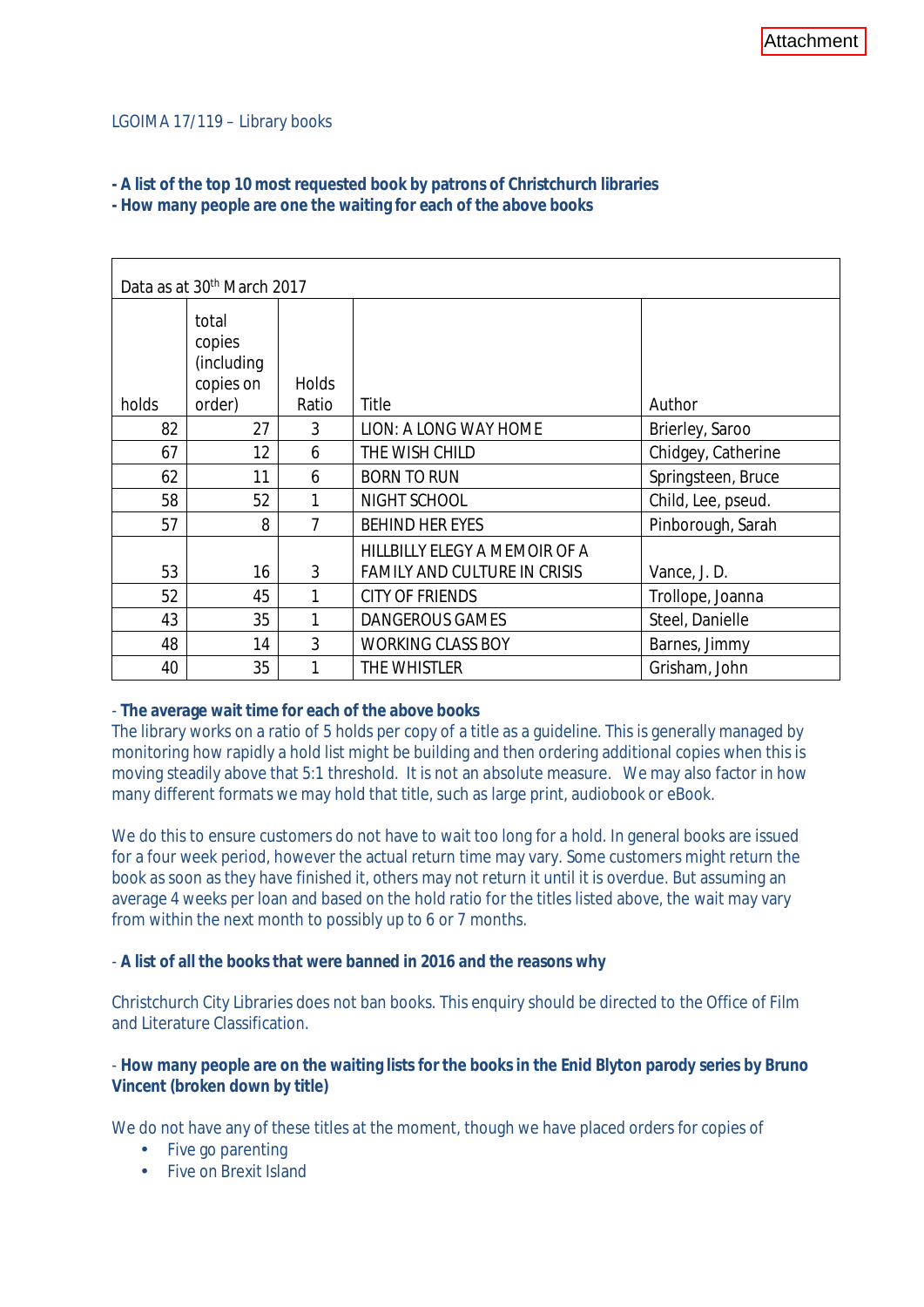Attachment

LGOIMA 17/119 – Library books

**- A list of the top 10 most requested book by patrons of Christchurch libraries**
**- How many people are one the waiting for each of the above books**

| Data as at 30th March 2017 | | | | |
|---|---|---|---|---|
| holds | total copies (including copies on order) | Holds Ratio | Title | Author |
| 82 | 27 | 3 | LION: A LONG WAY HOME | Brierley, Saroo |
| 67 | 12 | 6 | THE WISH CHILD | Chidgey, Catherine |
| 62 | 11 | 6 | BORN TO RUN | Springsteen, Bruce |
| 58 | 52 | 1 | NIGHT SCHOOL | Child, Lee, pseud. |
| 57 | 8 | 7 | BEHIND HER EYES | Pinborough, Sarah |
| 53 | 16 | 3 | HILLBILLY ELEGY A MEMOIR OF A FAMILY AND CULTURE IN CRISIS | Vance, J. D. |
| 52 | 45 | 1 | CITY OF FRIENDS | Trollope, Joanna |
| 43 | 35 | 1 | DANGEROUS GAMES | Steel, Danielle |
| 48 | 14 | 3 | WORKING CLASS BOY | Barnes, Jimmy |
| 40 | 35 | 1 | THE WHISTLER | Grisham, John |

- **The average wait time for each of the above books**

The library works on a ratio of 5 holds per copy of a title as a guideline. This is generally managed by monitoring how rapidly a hold list might be building and then ordering additional copies when this is moving steadily above that 5:1 threshold. It is not an absolute measure. We may also factor in how many different formats we may hold that title, such as large print, audiobook or eBook.

We do this to ensure customers do not have to wait too long for a hold. In general books are issued for a four week period, however the actual return time may vary. Some customers might return the book as soon as they have finished it, others may not return it until it is overdue. But assuming an average 4 weeks per loan and based on the hold ratio for the titles listed above, the wait may vary from within the next month to possibly up to 6 or 7 months.

- **A list of all the books that were banned in 2016 and the reasons why**

Christchurch City Libraries does not ban books. This enquiry should be directed to the Office of Film and Literature Classification.

- **How many people are on the waiting lists for the books in the Enid Blyton parody series by Bruno Vincent (broken down by title)**

We do not have any of these titles at the moment, though we have placed orders for copies of

- Five go parenting
- Five on Brexit Island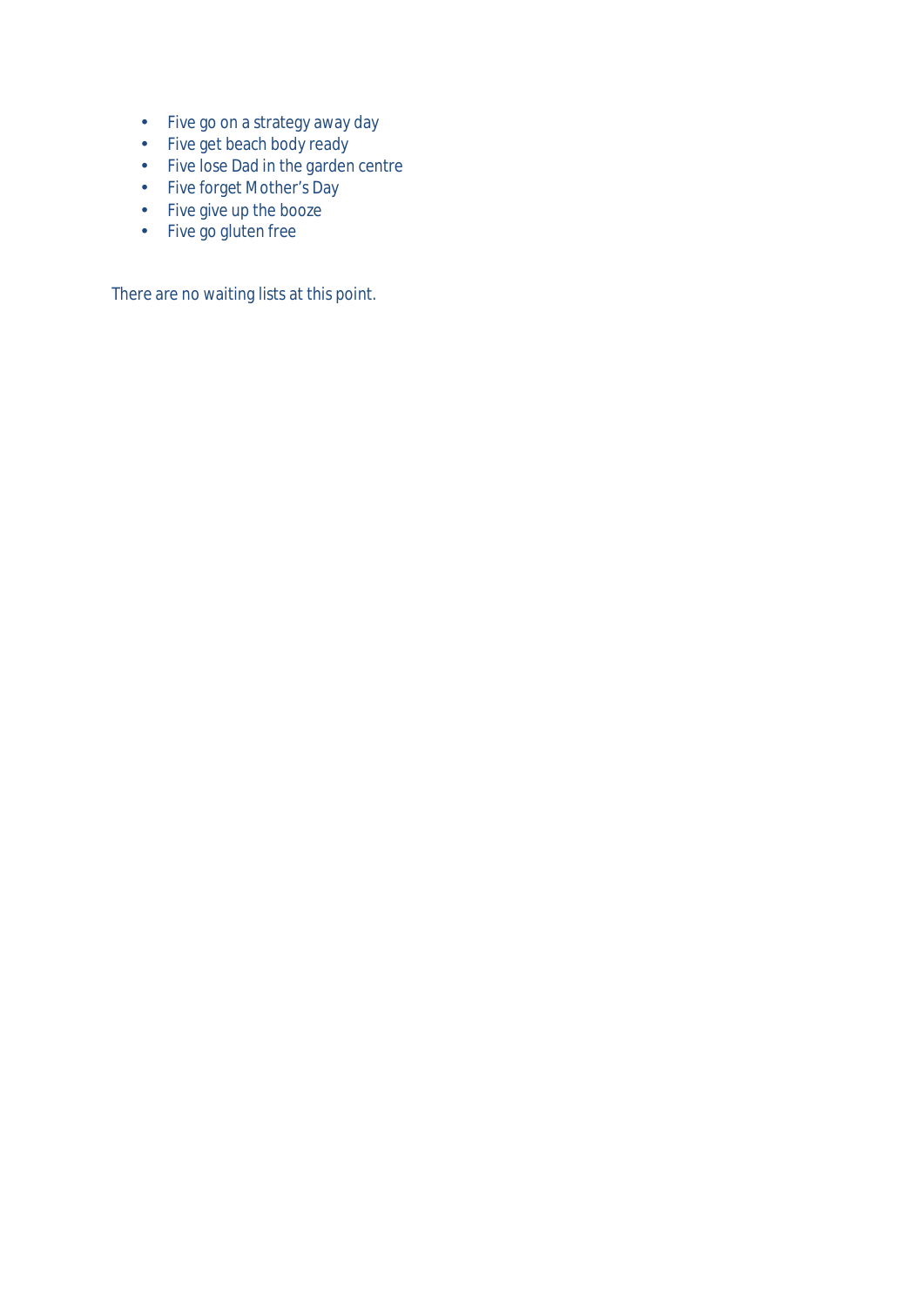- Five go on a strategy away day
- Five get beach body ready
- Five lose Dad in the garden centre
- Five forget Mother's Day
- Five give up the booze
- Five go gluten free

There are no waiting lists at this point.